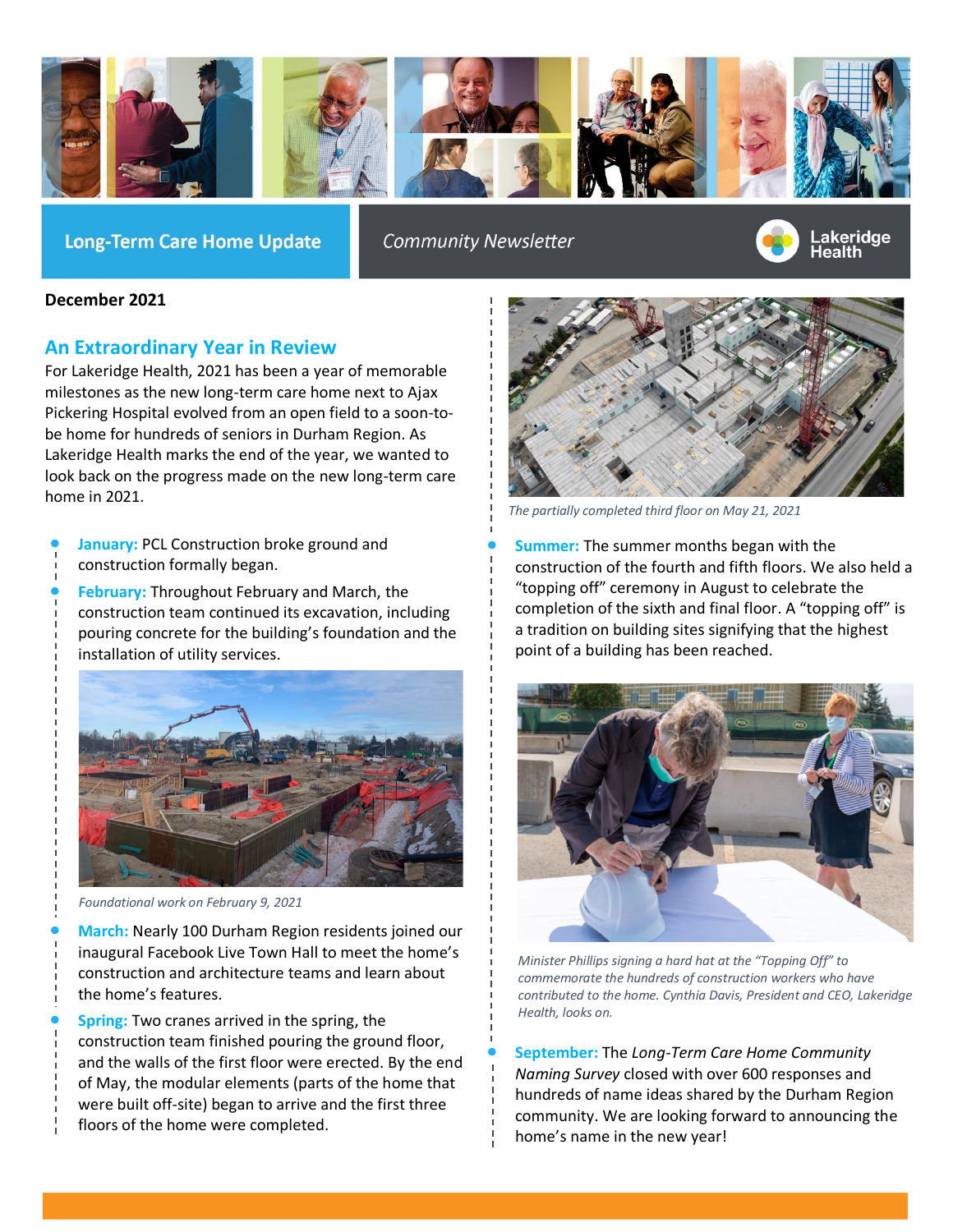Long-Term Care Home Update

*Community Newsletter*

Lakeridge Health

**December 2021**

## An Extraordinary Year in Review

For Lakeridge Health, 2021 has been a year of memorable milestones as the new long-term care home next to Ajax Pickering Hospital evolved from an open field to a soon-to-be home for hundreds of seniors in Durham Region. As Lakeridge Health marks the end of the year, we wanted to look back on the progress made on the new long-term care home in 2021.

- **January:** PCL Construction broke ground and construction formally began.
- **February:** Throughout February and March, the construction team continued its excavation, including pouring concrete for the building's foundation and the installation of utility services.

*Foundational work on February 9, 2021*

- **March:** Nearly 100 Durham Region residents joined our inaugural Facebook Live Town Hall to meet the home's construction and architecture teams and learn about the home's features.
- **Spring:** Two cranes arrived in the spring, the construction team finished pouring the ground floor, and the walls of the first floor were erected. By the end of May, the modular elements (parts of the home that were built off-site) began to arrive and the first three floors of the home were completed.

*The partially completed third floor on May 21, 2021*

- **Summer:** The summer months began with the construction of the fourth and fifth floors. We also held a "topping off" ceremony in August to celebrate the completion of the sixth and final floor. A "topping off" is a tradition on building sites signifying that the highest point of a building has been reached.

*Minister Phillips signing a hard hat at the "Topping Off" to commemorate the hundreds of construction workers who have contributed to the home. Cynthia Davis, President and CEO, Lakeridge Health, looks on.*

- **September:** The *Long-Term Care Home Community Naming Survey* closed with over 600 responses and hundreds of name ideas shared by the Durham Region community. We are looking forward to announcing the home's name in the new year!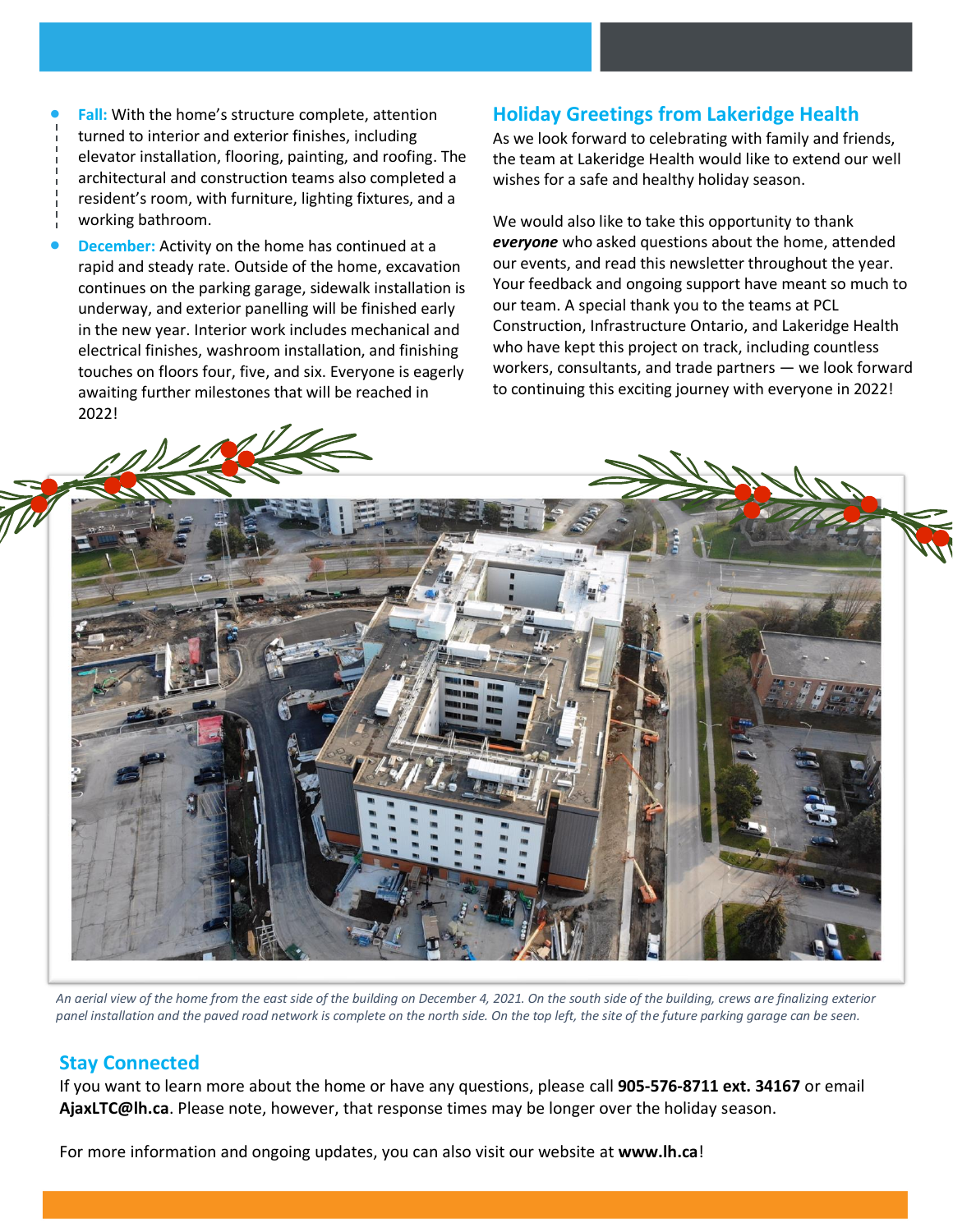- **Fall:** With the home's structure complete, attention turned to interior and exterior finishes, including elevator installation, flooring, painting, and roofing. The architectural and construction teams also completed a resident's room, with furniture, lighting fixtures, and a working bathroom.
- **December:** Activity on the home has continued at a rapid and steady rate. Outside of the home, excavation continues on the parking garage, sidewalk installation is underway, and exterior panelling will be finished early in the new year. Interior work includes mechanical and electrical finishes, washroom installation, and finishing touches on floors four, five, and six. Everyone is eagerly awaiting further milestones that will be reached in 2022!

## Holiday Greetings from Lakeridge Health

As we look forward to celebrating with family and friends, the team at Lakeridge Health would like to extend our well wishes for a safe and healthy holiday season.

We would also like to take this opportunity to thank ***everyone*** who asked questions about the home, attended our events, and read this newsletter throughout the year. Your feedback and ongoing support have meant so much to our team. A special thank you to the teams at PCL Construction, Infrastructure Ontario, and Lakeridge Health who have kept this project on track, including countless workers, consultants, and trade partners — we look forward to continuing this exciting journey with everyone in 2022!

*An aerial view of the home from the east side of the building on December 4, 2021. On the south side of the building, crews are finalizing exterior panel installation and the paved road network is complete on the north side. On the top left, the site of the future parking garage can be seen.*

## Stay Connected

If you want to learn more about the home or have any questions, please call **905-576-8711 ext. 34167** or email **AjaxLTC@lh.ca**. Please note, however, that response times may be longer over the holiday season.

For more information and ongoing updates, you can also visit our website at **www.lh.ca**!